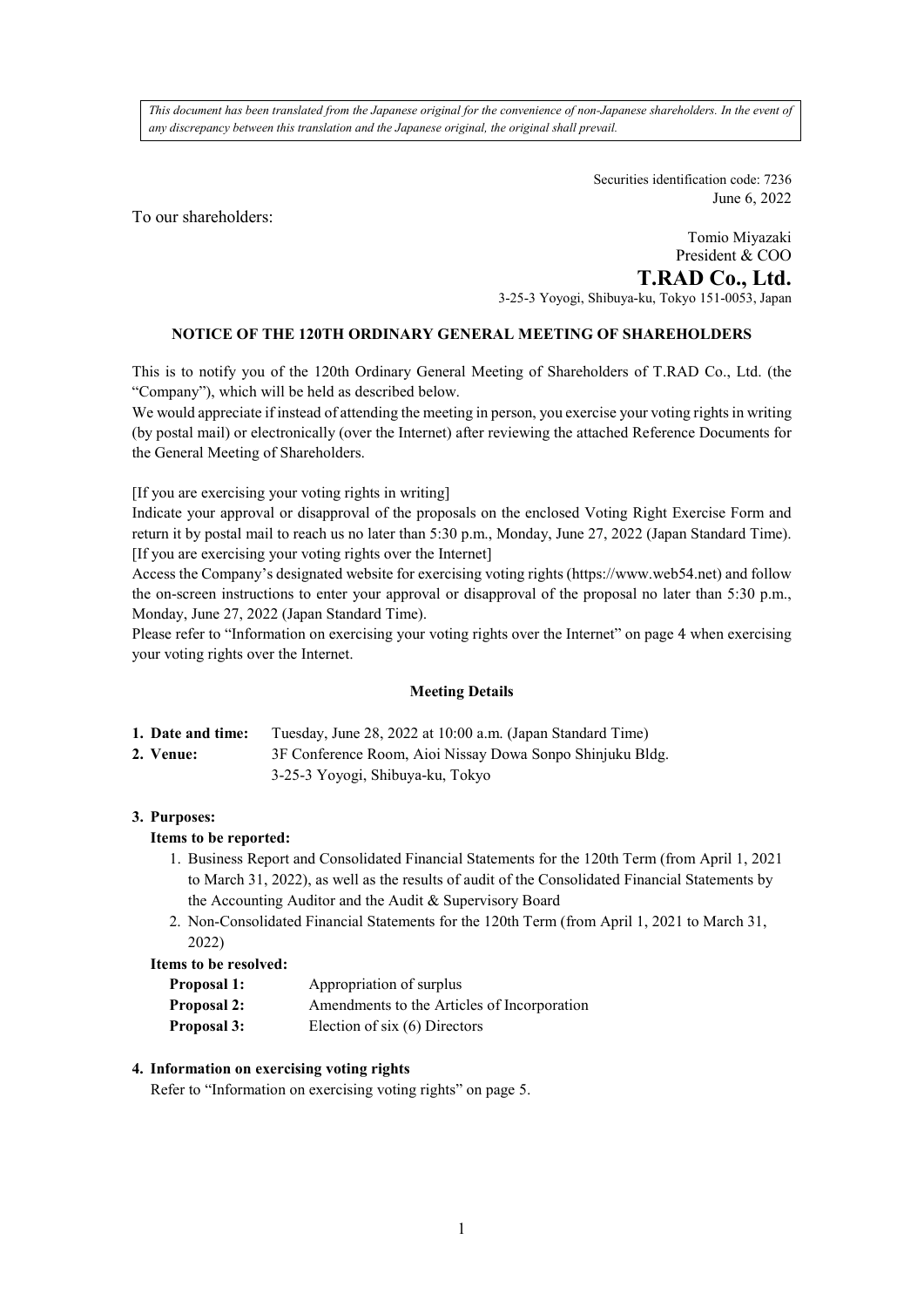*This document has been translated from the Japanese original for the convenience of non-Japanese shareholders. In the event of any discrepancy between this translation and the Japanese original, the original shall prevail.*

Securities identification code: 7236
June 6, 2022

To our shareholders:

Tomio Miyazaki
President & COO
**T.RAD Co., Ltd.**
3-25-3 Yoyogi, Shibuya-ku, Tokyo 151-0053, Japan

# NOTICE OF THE 120TH ORDINARY GENERAL MEETING OF SHAREHOLDERS

This is to notify you of the 120th Ordinary General Meeting of Shareholders of T.RAD Co., Ltd. (the "Company"), which will be held as described below.
We would appreciate if instead of attending the meeting in person, you exercise your voting rights in writing (by postal mail) or electronically (over the Internet) after reviewing the attached Reference Documents for the General Meeting of Shareholders.

[If you are exercising your voting rights in writing]
Indicate your approval or disapproval of the proposals on the enclosed Voting Right Exercise Form and return it by postal mail to reach us no later than 5:30 p.m., Monday, June 27, 2022 (Japan Standard Time).
[If you are exercising your voting rights over the Internet]
Access the Company's designated website for exercising voting rights (https://www.web54.net) and follow the on-screen instructions to enter your approval or disapproval of the proposal no later than 5:30 p.m., Monday, June 27, 2022 (Japan Standard Time).
Please refer to "Information on exercising your voting rights over the Internet" on page 4 when exercising your voting rights over the Internet.

## Meeting Details

**1. Date and time:** Tuesday, June 28, 2022 at 10:00 a.m. (Japan Standard Time)

**2. Venue:** 3F Conference Room, Aioi Nissay Dowa Sonpo Shinjuku Bldg.
3-25-3 Yoyogi, Shibuya-ku, Tokyo

**3. Purposes:**

**Items to be reported:**

1. Business Report and Consolidated Financial Statements for the 120th Term (from April 1, 2021 to March 31, 2022), as well as the results of audit of the Consolidated Financial Statements by the Accounting Auditor and the Audit & Supervisory Board
2. Non-Consolidated Financial Statements for the 120th Term (from April 1, 2021 to March 31, 2022)

**Items to be resolved:**

**Proposal 1:** Appropriation of surplus
**Proposal 2:** Amendments to the Articles of Incorporation
**Proposal 3:** Election of six (6) Directors

**4. Information on exercising voting rights**

Refer to "Information on exercising voting rights" on page 5.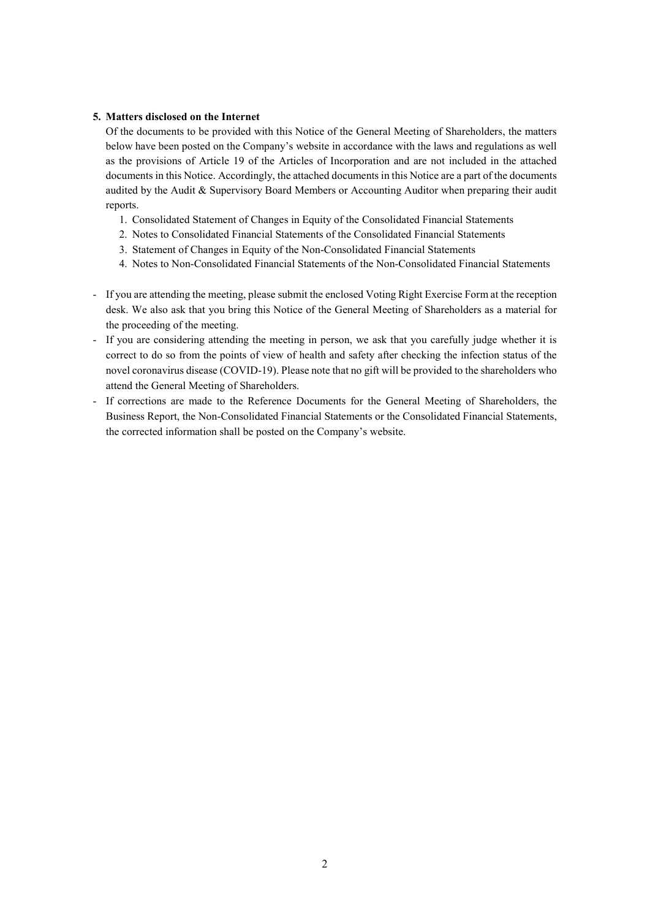**5. Matters disclosed on the Internet**

Of the documents to be provided with this Notice of the General Meeting of Shareholders, the matters below have been posted on the Company's website in accordance with the laws and regulations as well as the provisions of Article 19 of the Articles of Incorporation and are not included in the attached documents in this Notice. Accordingly, the attached documents in this Notice are a part of the documents audited by the Audit & Supervisory Board Members or Accounting Auditor when preparing their audit reports.

1. Consolidated Statement of Changes in Equity of the Consolidated Financial Statements
2. Notes to Consolidated Financial Statements of the Consolidated Financial Statements
3. Statement of Changes in Equity of the Non-Consolidated Financial Statements
4. Notes to Non-Consolidated Financial Statements of the Non-Consolidated Financial Statements

- If you are attending the meeting, please submit the enclosed Voting Right Exercise Form at the reception desk. We also ask that you bring this Notice of the General Meeting of Shareholders as a material for the proceeding of the meeting.
- If you are considering attending the meeting in person, we ask that you carefully judge whether it is correct to do so from the points of view of health and safety after checking the infection status of the novel coronavirus disease (COVID-19). Please note that no gift will be provided to the shareholders who attend the General Meeting of Shareholders.
- If corrections are made to the Reference Documents for the General Meeting of Shareholders, the Business Report, the Non-Consolidated Financial Statements or the Consolidated Financial Statements, the corrected information shall be posted on the Company's website.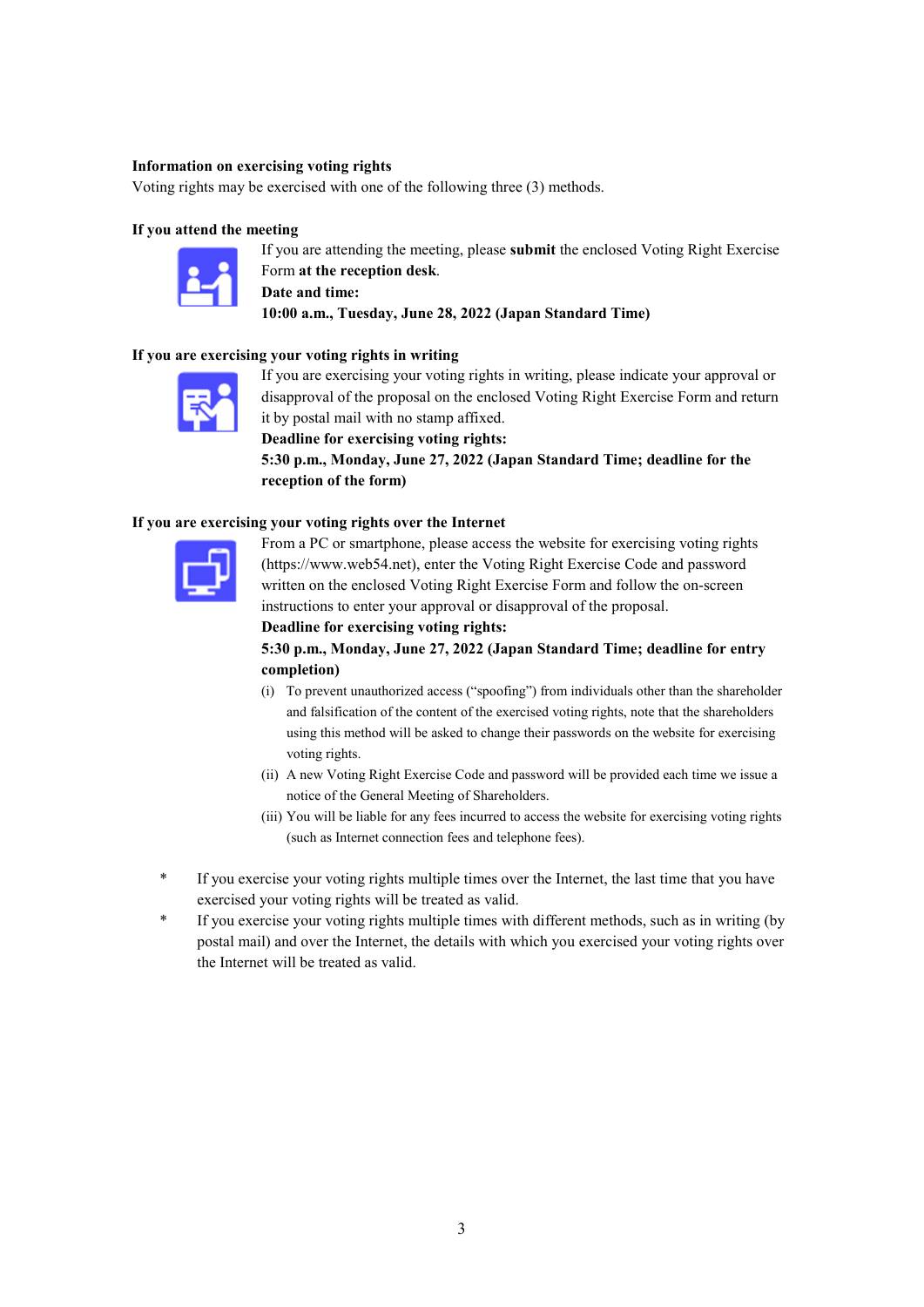**Information on exercising voting rights**

Voting rights may be exercised with one of the following three (3) methods.

**If you attend the meeting**

If you are attending the meeting, please **submit** the enclosed Voting Right Exercise Form **at the reception desk**.

**Date and time:**

**10:00 a.m., Tuesday, June 28, 2022 (Japan Standard Time)**

**If you are exercising your voting rights in writing**

If you are exercising your voting rights in writing, please indicate your approval or disapproval of the proposal on the enclosed Voting Right Exercise Form and return it by postal mail with no stamp affixed.

**Deadline for exercising voting rights:**

**5:30 p.m., Monday, June 27, 2022 (Japan Standard Time; deadline for the reception of the form)**

**If you are exercising your voting rights over the Internet**

From a PC or smartphone, please access the website for exercising voting rights (https://www.web54.net), enter the Voting Right Exercise Code and password written on the enclosed Voting Right Exercise Form and follow the on-screen instructions to enter your approval or disapproval of the proposal.

**Deadline for exercising voting rights:**

**5:30 p.m., Monday, June 27, 2022 (Japan Standard Time; deadline for entry completion)**

(i) To prevent unauthorized access ("spoofing") from individuals other than the shareholder and falsification of the content of the exercised voting rights, note that the shareholders using this method will be asked to change their passwords on the website for exercising voting rights.

(ii) A new Voting Right Exercise Code and password will be provided each time we issue a notice of the General Meeting of Shareholders.

(iii) You will be liable for any fees incurred to access the website for exercising voting rights (such as Internet connection fees and telephone fees).

\* If you exercise your voting rights multiple times over the Internet, the last time that you have exercised your voting rights will be treated as valid.

\* If you exercise your voting rights multiple times with different methods, such as in writing (by postal mail) and over the Internet, the details with which you exercised your voting rights over the Internet will be treated as valid.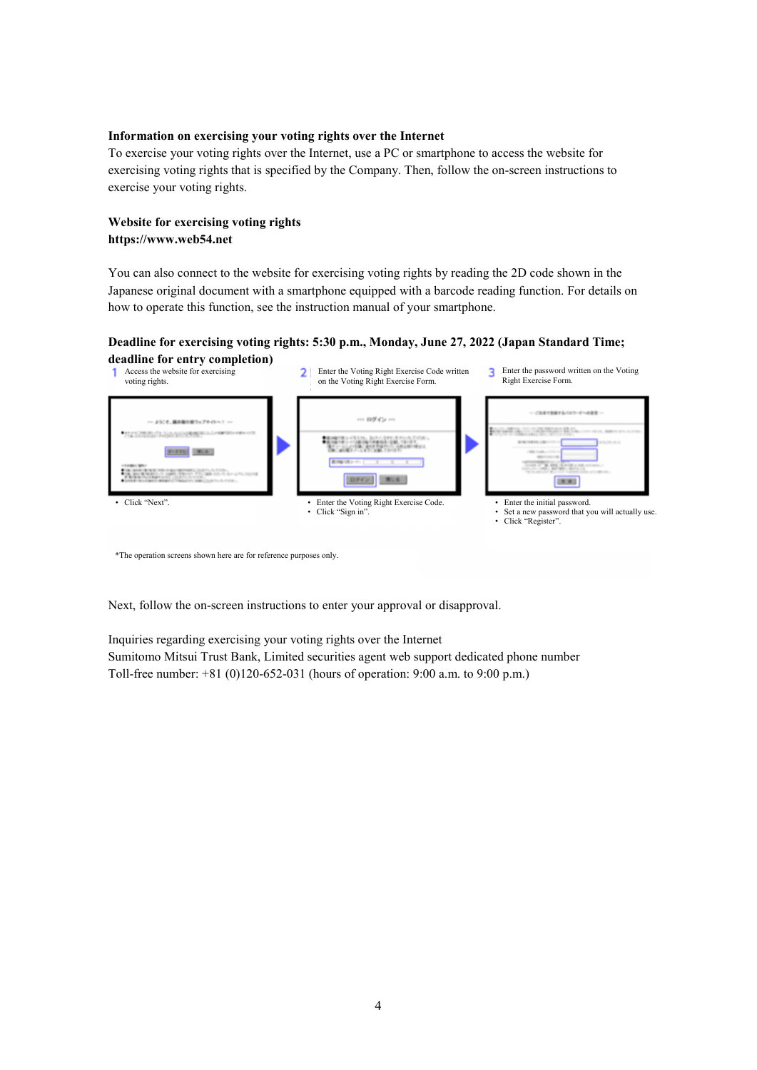**Information on exercising your voting rights over the Internet**

To exercise your voting rights over the Internet, use a PC or smartphone to access the website for exercising voting rights that is specified by the Company. Then, follow the on-screen instructions to exercise your voting rights.

**Website for exercising voting rights**
**https://www.web54.net**

You can also connect to the website for exercising voting rights by reading the 2D code shown in the Japanese original document with a smartphone equipped with a barcode reading function. For details on how to operate this function, see the instruction manual of your smartphone.

**Deadline for exercising voting rights: 5:30 p.m., Monday, June 27, 2022 (Japan Standard Time; deadline for entry completion)**

1 Access the website for exercising voting rights.
- Click "Next".

2 Enter the Voting Right Exercise Code written on the Voting Right Exercise Form.
- Enter the Voting Right Exercise Code.
- Click "Sign in".

3 Enter the password written on the Voting Right Exercise Form.
- Enter the initial password.
- Set a new password that you will actually use.
- Click "Register".

*The operation screens shown here are for reference purposes only.

Next, follow the on-screen instructions to enter your approval or disapproval.

Inquiries regarding exercising your voting rights over the Internet
Sumitomo Mitsui Trust Bank, Limited securities agent web support dedicated phone number
Toll-free number: +81 (0)120-652-031 (hours of operation: 9:00 a.m. to 9:00 p.m.)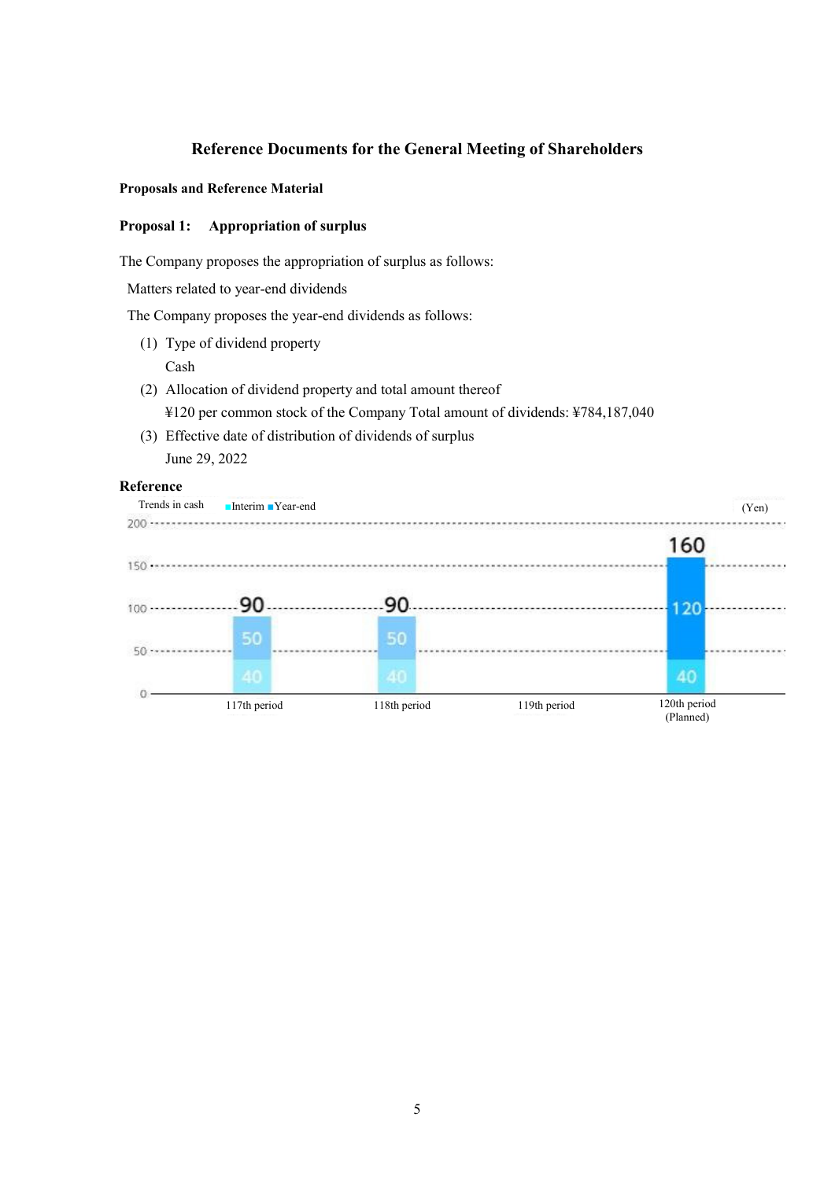## Reference Documents for the General Meeting of Shareholders

**Proposals and Reference Material**

**Proposal 1: Appropriation of surplus**

The Company proposes the appropriation of surplus as follows:

Matters related to year-end dividends

The Company proposes the year-end dividends as follows:

(1) Type of dividend property

Cash

(2) Allocation of dividend property and total amount thereof

¥120 per common stock of the Company Total amount of dividends: ¥784,187,040

(3) Effective date of distribution of dividends of surplus

June 29, 2022

**Reference**

Trends in cash ■Interim ■Year-end (Yen)

| | 117th period | 118th period | 119th period | 120th period (Planned) |
|---|---|---|---|---|
| Interim | 40 | 40 | | 40 |
| Year-end | 50 | 50 | | 120 |
| Total | 90 | 90 | | 160 |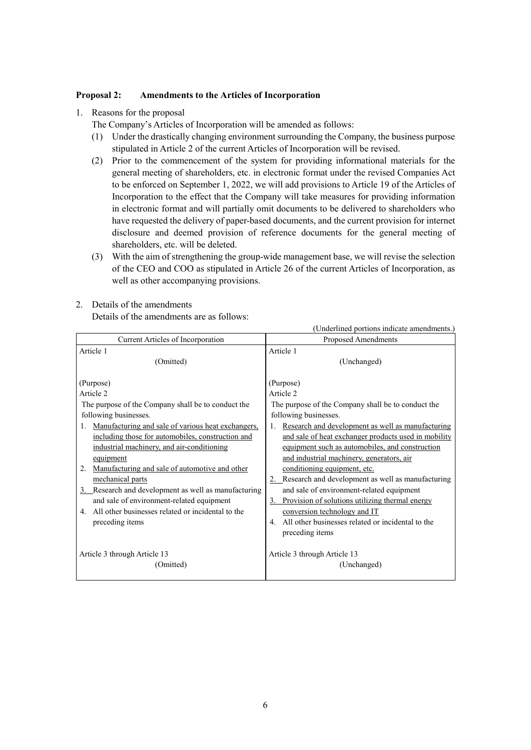**Proposal 2: Amendments to the Articles of Incorporation**

1. Reasons for the proposal

   The Company's Articles of Incorporation will be amended as follows:

   (1) Under the drastically changing environment surrounding the Company, the business purpose stipulated in Article 2 of the current Articles of Incorporation will be revised.

   (2) Prior to the commencement of the system for providing informational materials for the general meeting of shareholders, etc. in electronic format under the revised Companies Act to be enforced on September 1, 2022, we will add provisions to Article 19 of the Articles of Incorporation to the effect that the Company will take measures for providing information in electronic format and will partially omit documents to be delivered to shareholders who have requested the delivery of paper-based documents, and the current provision for internet disclosure and deemed provision of reference documents for the general meeting of shareholders, etc. will be deleted.

   (3) With the aim of strengthening the group-wide management base, we will revise the selection of the CEO and COO as stipulated in Article 26 of the current Articles of Incorporation, as well as other accompanying provisions.

2. Details of the amendments

   Details of the amendments are as follows:

(Underlined portions indicate amendments.)

| Current Articles of Incorporation | Proposed Amendments |
|---|---|
| Article 1<br>(Omitted) | Article 1<br>(Unchanged) |
| (Purpose)<br>Article 2<br>The purpose of the Company shall be to conduct the following businesses.<br>1. <u>Manufacturing and sale of various heat exchangers, including those for automobiles, construction and industrial machinery, and air-conditioning equipment</u><br>2. <u>Manufacturing and sale of automotive and other mechanical parts</u><br><u>3.</u> Research and development as well as manufacturing and sale of environment-related equipment<br>4. All other businesses related or incidental to the preceding items | (Purpose)<br>Article 2<br>The purpose of the Company shall be to conduct the following businesses.<br>1. <u>Research and development as well as manufacturing and sale of heat exchanger products used in mobility equipment such as automobiles, and construction and industrial machinery, generators, air conditioning equipment, etc.</u><br><u>2.</u> Research and development as well as manufacturing and sale of environment-related equipment<br><u>3. Provision of solutions utilizing thermal energy conversion technology and IT</u><br>4. All other businesses related or incidental to the preceding items |
| Article 3 through Article 13<br>(Omitted) | Article 3 through Article 13<br>(Unchanged) |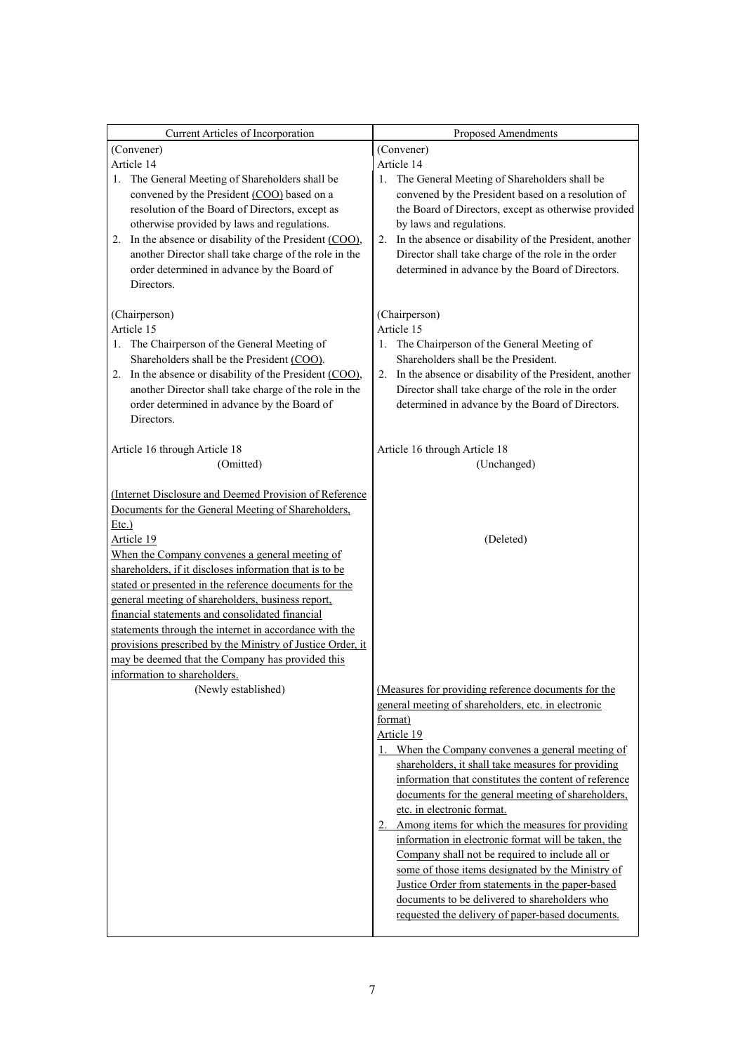| Current Articles of Incorporation | Proposed Amendments |
|---|---|
| (Convener)<br>Article 14<br>1. The General Meeting of Shareholders shall be convened by the President (COO) based on a resolution of the Board of Directors, except as otherwise provided by laws and regulations.<br>2. In the absence or disability of the President (COO), another Director shall take charge of the role in the order determined in advance by the Board of Directors. | (Convener)<br>Article 14<br>1. The General Meeting of Shareholders shall be convened by the President based on a resolution of the Board of Directors, except as otherwise provided by laws and regulations.<br>2. In the absence or disability of the President, another Director shall take charge of the role in the order determined in advance by the Board of Directors. |
| (Chairperson)<br>Article 15<br>1. The Chairperson of the General Meeting of Shareholders shall be the President (COO).<br>2. In the absence or disability of the President (COO), another Director shall take charge of the role in the order determined in advance by the Board of Directors. | (Chairperson)<br>Article 15<br>1. The Chairperson of the General Meeting of Shareholders shall be the President.<br>2. In the absence or disability of the President, another Director shall take charge of the role in the order determined in advance by the Board of Directors. |
| Article 16 through Article 18<br>(Omitted) | Article 16 through Article 18<br>(Unchanged) |
| (Internet Disclosure and Deemed Provision of Reference Documents for the General Meeting of Shareholders, Etc.)<br>Article 19<br>When the Company convenes a general meeting of shareholders, if it discloses information that is to be stated or presented in the reference documents for the general meeting of shareholders, business report, financial statements and consolidated financial statements through the internet in accordance with the provisions prescribed by the Ministry of Justice Order, it may be deemed that the Company has provided this information to shareholders. | (Deleted) |
| (Newly established) | (Measures for providing reference documents for the general meeting of shareholders, etc. in electronic format)<br>Article 19<br>1. When the Company convenes a general meeting of shareholders, it shall take measures for providing information that constitutes the content of reference documents for the general meeting of shareholders, etc. in electronic format.<br>2. Among items for which the measures for providing information in electronic format will be taken, the Company shall not be required to include all or some of those items designated by the Ministry of Justice Order from statements in the paper-based documents to be delivered to shareholders who requested the delivery of paper-based documents. |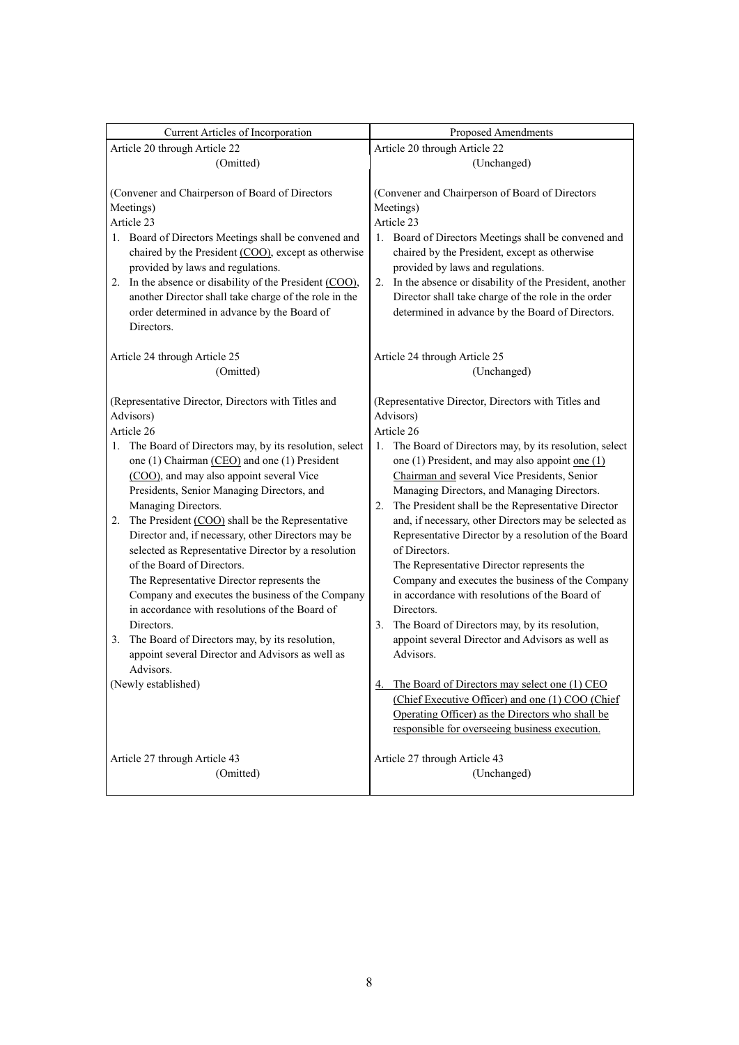| Current Articles of Incorporation | Proposed Amendments |
|---|---|
| Article 20 through Article 22<br>(Omitted) | Article 20 through Article 22<br>(Unchanged) |
| (Convener and Chairperson of Board of Directors Meetings)<br>Article 23<br>1. Board of Directors Meetings shall be convened and chaired by the President (COO), except as otherwise provided by laws and regulations.<br>2. In the absence or disability of the President (COO), another Director shall take charge of the role in the order determined in advance by the Board of Directors. | (Convener and Chairperson of Board of Directors Meetings)<br>Article 23<br>1. Board of Directors Meetings shall be convened and chaired by the President, except as otherwise provided by laws and regulations.<br>2. In the absence or disability of the President, another Director shall take charge of the role in the order determined in advance by the Board of Directors. |
| Article 24 through Article 25<br>(Omitted) | Article 24 through Article 25<br>(Unchanged) |
| (Representative Director, Directors with Titles and Advisors)<br>Article 26<br>1. The Board of Directors may, by its resolution, select one (1) Chairman (CEO) and one (1) President (COO), and may also appoint several Vice Presidents, Senior Managing Directors, and Managing Directors.<br>2. The President (COO) shall be the Representative Director and, if necessary, other Directors may be selected as Representative Director by a resolution of the Board of Directors.<br>The Representative Director represents the Company and executes the business of the Company in accordance with resolutions of the Board of Directors.<br>3. The Board of Directors may, by its resolution, appoint several Director and Advisors as well as Advisors.<br>(Newly established) | (Representative Director, Directors with Titles and Advisors)<br>Article 26<br>1. The Board of Directors may, by its resolution, select one (1) President, and may also appoint one (1) Chairman and several Vice Presidents, Senior Managing Directors, and Managing Directors.<br>2. The President shall be the Representative Director and, if necessary, other Directors may be selected as Representative Director by a resolution of the Board of Directors.<br>The Representative Director represents the Company and executes the business of the Company in accordance with resolutions of the Board of Directors.<br>3. The Board of Directors may, by its resolution, appoint several Director and Advisors as well as Advisors.<br>4. The Board of Directors may select one (1) CEO (Chief Executive Officer) and one (1) COO (Chief Operating Officer) as the Directors who shall be responsible for overseeing business execution. |
| Article 27 through Article 43<br>(Omitted) | Article 27 through Article 43<br>(Unchanged) |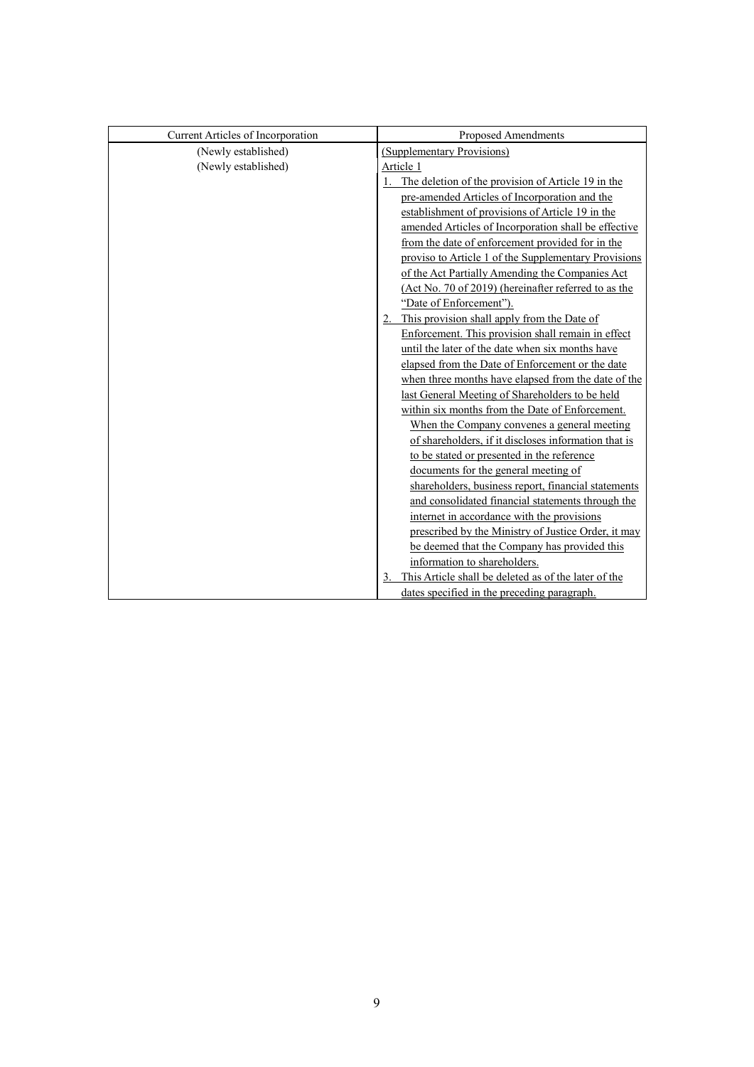| Current Articles of Incorporation | Proposed Amendments |
|---|---|
| (Newly established) | (Supplementary Provisions) |
| (Newly established) | Article 1<br>1. The deletion of the provision of Article 19 in the pre-amended Articles of Incorporation and the establishment of provisions of Article 19 in the amended Articles of Incorporation shall be effective from the date of enforcement provided for in the proviso to Article 1 of the Supplementary Provisions of the Act Partially Amending the Companies Act (Act No. 70 of 2019) (hereinafter referred to as the "Date of Enforcement").<br>2. This provision shall apply from the Date of Enforcement. This provision shall remain in effect until the later of the date when six months have elapsed from the Date of Enforcement or the date when three months have elapsed from the date of the last General Meeting of Shareholders to be held within six months from the Date of Enforcement.<br>When the Company convenes a general meeting of shareholders, if it discloses information that is to be stated or presented in the reference documents for the general meeting of shareholders, business report, financial statements and consolidated financial statements through the internet in accordance with the provisions prescribed by the Ministry of Justice Order, it may be deemed that the Company has provided this information to shareholders.<br>3. This Article shall be deleted as of the later of the dates specified in the preceding paragraph. |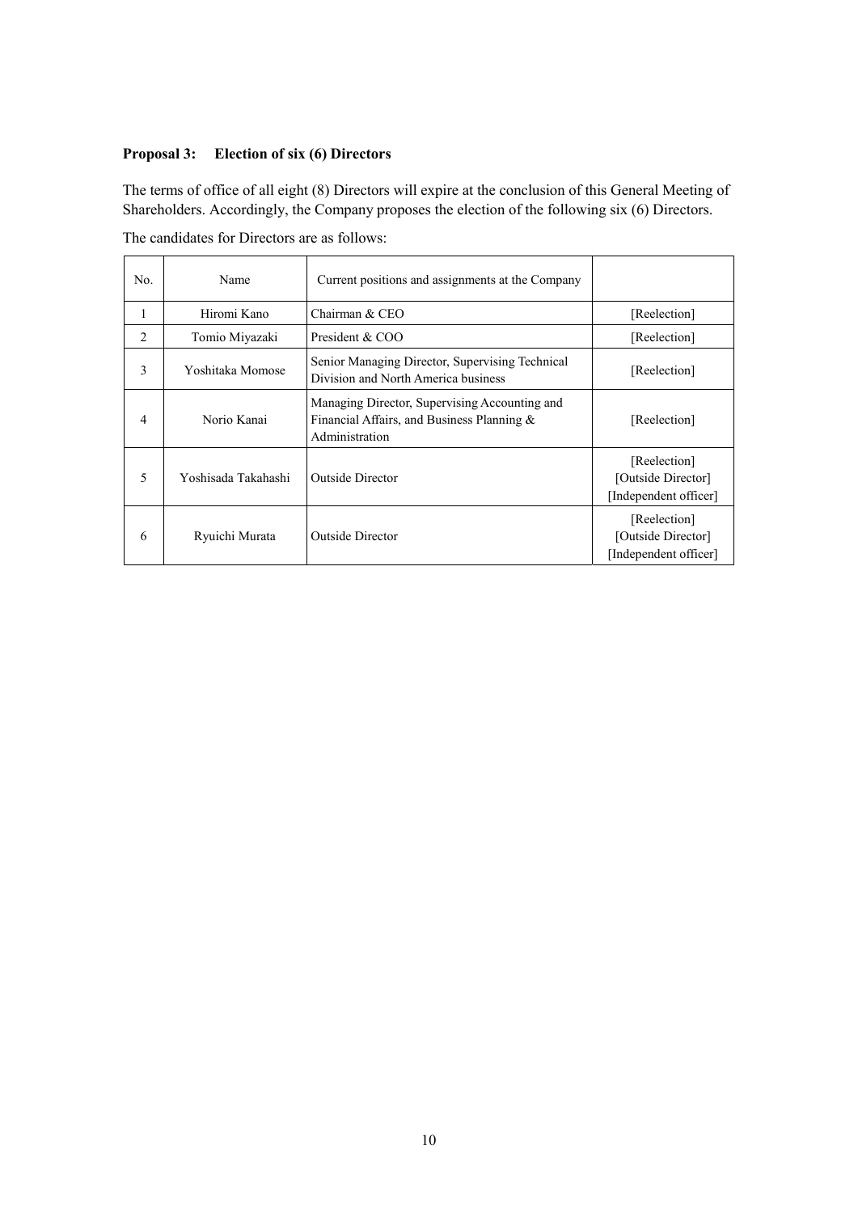**Proposal 3: Election of six (6) Directors**

The terms of office of all eight (8) Directors will expire at the conclusion of this General Meeting of Shareholders. Accordingly, the Company proposes the election of the following six (6) Directors.

The candidates for Directors are as follows:

| No. | Name | Current positions and assignments at the Company | |
|---|---|---|---|
| 1 | Hiromi Kano | Chairman & CEO | [Reelection] |
| 2 | Tomio Miyazaki | President & COO | [Reelection] |
| 3 | Yoshitaka Momose | Senior Managing Director, Supervising Technical Division and North America business | [Reelection] |
| 4 | Norio Kanai | Managing Director, Supervising Accounting and Financial Affairs, and Business Planning & Administration | [Reelection] |
| 5 | Yoshisada Takahashi | Outside Director | [Reelection] [Outside Director] [Independent officer] |
| 6 | Ryuichi Murata | Outside Director | [Reelection] [Outside Director] [Independent officer] |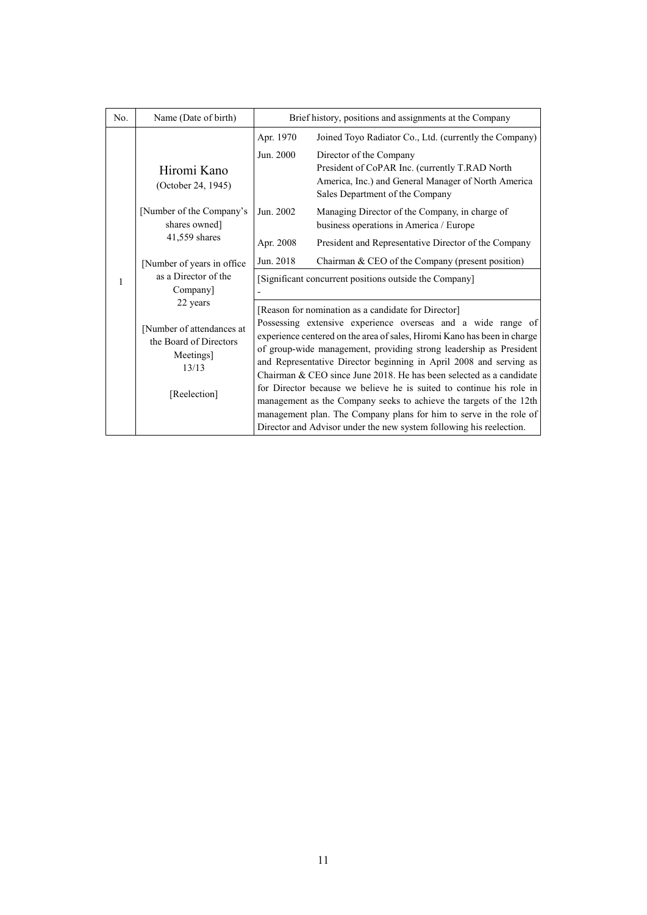| No. | Name (Date of birth) | Brief history, positions and assignments at the Company | |
|---|---|---|---|
| 1 | Hiromi Kano<br>(October 24, 1945)<br><br>[Number of the Company's shares owned]<br>41,559 shares<br><br>[Number of years in office as a Director of the Company]<br>22 years<br><br>[Number of attendances at the Board of Directors Meetings]<br>13/13<br><br>[Reelection] | Apr. 1970 | Joined Toyo Radiator Co., Ltd. (currently the Company) |
| | | Jun. 2000 | Director of the Company<br>President of CoPAR Inc. (currently T.RAD North America, Inc.) and General Manager of North America Sales Department of the Company |
| | | Jun. 2002 | Managing Director of the Company, in charge of business operations in America / Europe |
| | | Apr. 2008 | President and Representative Director of the Company |
| | | Jun. 2018 | Chairman & CEO of the Company (present position) |
| | | [Significant concurrent positions outside the Company]<br>- | |
| | | [Reason for nomination as a candidate for Director]<br>Possessing extensive experience overseas and a wide range of experience centered on the area of sales, Hiromi Kano has been in charge of group-wide management, providing strong leadership as President and Representative Director beginning in April 2008 and serving as Chairman & CEO since June 2018. He has been selected as a candidate for Director because we believe he is suited to continue his role in management as the Company seeks to achieve the targets of the 12th management plan. The Company plans for him to serve in the role of Director and Advisor under the new system following his reelection. | |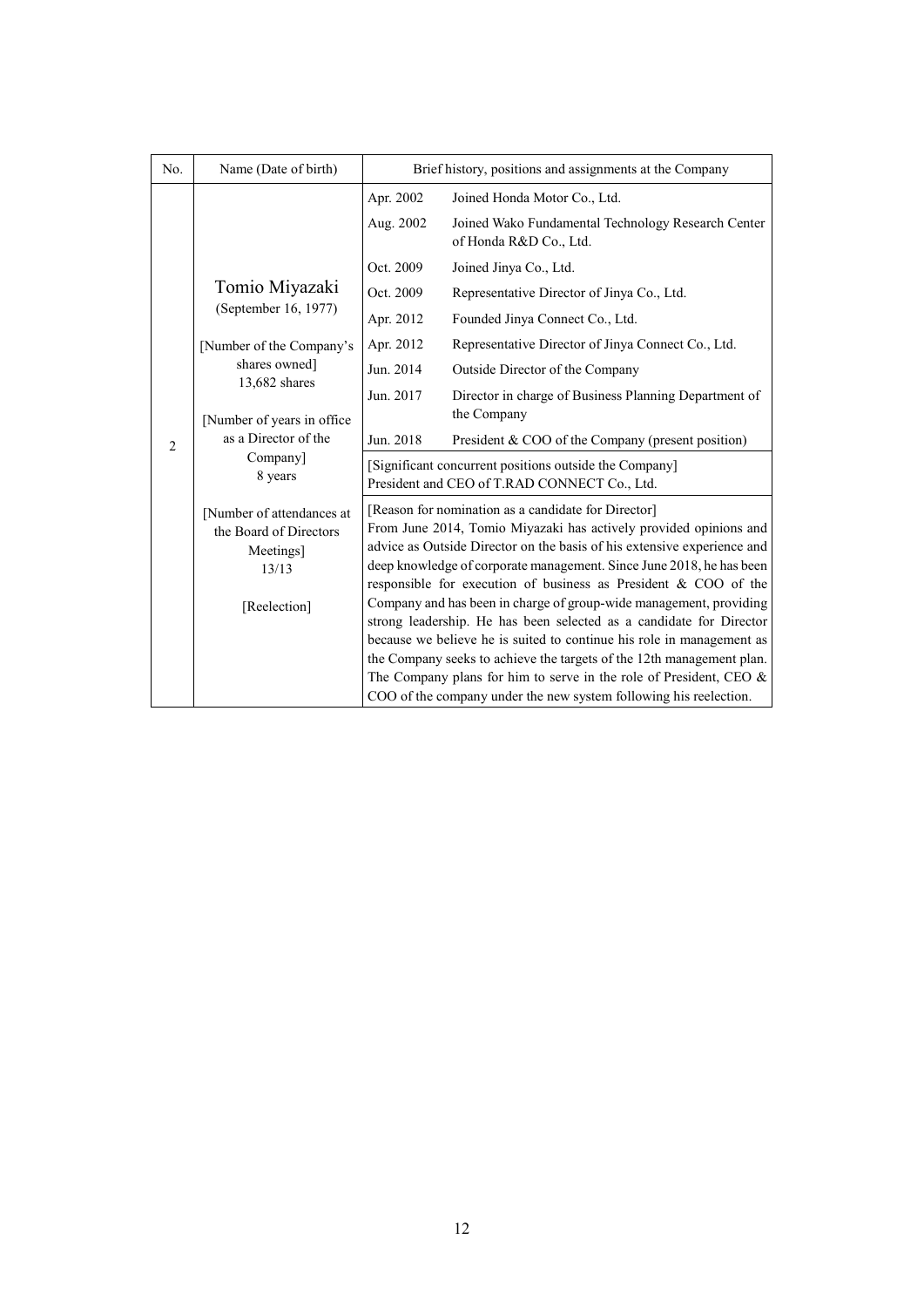| No. | Name (Date of birth) | Brief history, positions and assignments at the Company | |
|---|---|---|---|
| 2 | Tomio Miyazaki<br>(September 16, 1977)<br><br>[Number of the Company's shares owned]<br>13,682 shares<br><br>[Number of years in office as a Director of the Company]<br>8 years<br><br>[Number of attendances at the Board of Directors Meetings]<br>13/13<br><br>[Reelection] | Apr. 2002 | Joined Honda Motor Co., Ltd. |
| | | Aug. 2002 | Joined Wako Fundamental Technology Research Center of Honda R&D Co., Ltd. |
| | | Oct. 2009 | Joined Jinya Co., Ltd. |
| | | Oct. 2009 | Representative Director of Jinya Co., Ltd. |
| | | Apr. 2012 | Founded Jinya Connect Co., Ltd. |
| | | Apr. 2012 | Representative Director of Jinya Connect Co., Ltd. |
| | | Jun. 2014 | Outside Director of the Company |
| | | Jun. 2017 | Director in charge of Business Planning Department of the Company |
| | | Jun. 2018 | President & COO of the Company (present position) |
| | | [Significant concurrent positions outside the Company]<br>President and CEO of T.RAD CONNECT Co., Ltd. | |
| | | [Reason for nomination as a candidate for Director]<br>From June 2014, Tomio Miyazaki has actively provided opinions and advice as Outside Director on the basis of his extensive experience and deep knowledge of corporate management. Since June 2018, he has been responsible for execution of business as President & COO of the Company and has been in charge of group-wide management, providing strong leadership. He has been selected as a candidate for Director because we believe he is suited to continue his role in management as the Company seeks to achieve the targets of the 12th management plan. The Company plans for him to serve in the role of President, CEO & COO of the company under the new system following his reelection. | |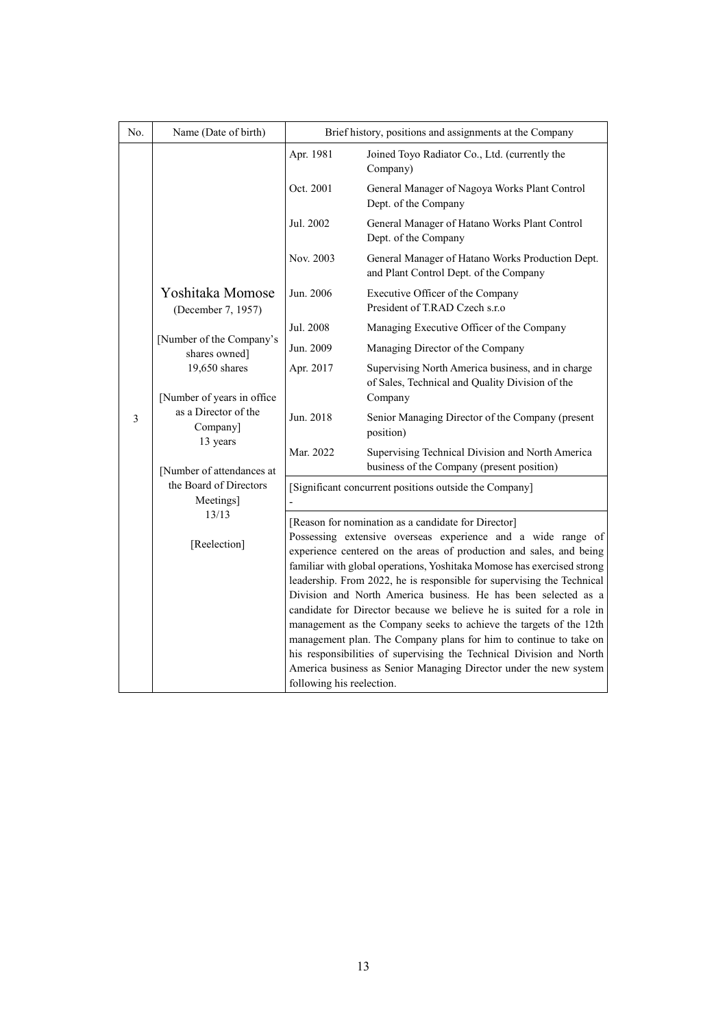| No. | Name (Date of birth) | Brief history, positions and assignments at the Company | |
|---|---|---|---|
| 3 | Yoshitaka Momose (December 7, 1957)<br><br>[Number of the Company's shares owned]<br>19,650 shares<br><br>[Number of years in office as a Director of the Company]<br>13 years<br><br>[Number of attendances at the Board of Directors Meetings]<br>13/13<br><br>[Reelection] | Apr. 1981 | Joined Toyo Radiator Co., Ltd. (currently the Company) |
| | | Oct. 2001 | General Manager of Nagoya Works Plant Control Dept. of the Company |
| | | Jul. 2002 | General Manager of Hatano Works Plant Control Dept. of the Company |
| | | Nov. 2003 | General Manager of Hatano Works Production Dept. and Plant Control Dept. of the Company |
| | | Jun. 2006 | Executive Officer of the Company<br>President of T.RAD Czech s.r.o |
| | | Jul. 2008 | Managing Executive Officer of the Company |
| | | Jun. 2009 | Managing Director of the Company |
| | | Apr. 2017 | Supervising North America business, and in charge of Sales, Technical and Quality Division of the Company |
| | | Jun. 2018 | Senior Managing Director of the Company (present position) |
| | | Mar. 2022 | Supervising Technical Division and North America business of the Company (present position) |
| | | [Significant concurrent positions outside the Company]<br>- | |
| | | [Reason for nomination as a candidate for Director]<br>Possessing extensive overseas experience and a wide range of experience centered on the areas of production and sales, and being familiar with global operations, Yoshitaka Momose has exercised strong leadership. From 2022, he is responsible for supervising the Technical Division and North America business. He has been selected as a candidate for Director because we believe he is suited for a role in management as the Company seeks to achieve the targets of the 12th management plan. The Company plans for him to continue to take on his responsibilities of supervising the Technical Division and North America business as Senior Managing Director under the new system following his reelection. | |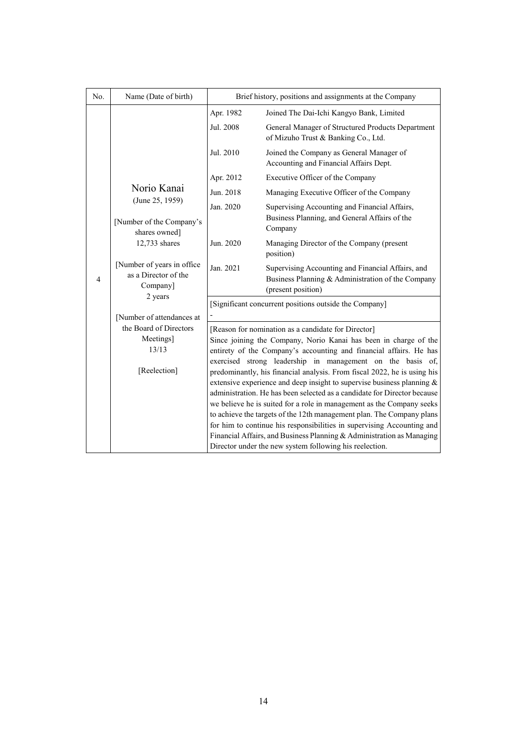| No. | Name (Date of birth) | Brief history, positions and assignments at the Company | |
|---|---|---|---|
| 4 | Norio Kanai<br>(June 25, 1959)<br><br>[Number of the Company's shares owned]<br>12,733 shares<br><br>[Number of years in office as a Director of the Company]<br>2 years<br><br>[Number of attendances at the Board of Directors Meetings]<br>13/13<br><br>[Reelection] | Apr. 1982 | Joined The Dai-Ichi Kangyo Bank, Limited |
| | | Jul. 2008 | General Manager of Structured Products Department of Mizuho Trust & Banking Co., Ltd. |
| | | Jul. 2010 | Joined the Company as General Manager of Accounting and Financial Affairs Dept. |
| | | Apr. 2012 | Executive Officer of the Company |
| | | Jun. 2018 | Managing Executive Officer of the Company |
| | | Jan. 2020 | Supervising Accounting and Financial Affairs, Business Planning, and General Affairs of the Company |
| | | Jun. 2020 | Managing Director of the Company (present position) |
| | | Jan. 2021 | Supervising Accounting and Financial Affairs, and Business Planning & Administration of the Company (present position) |
| | | [Significant concurrent positions outside the Company]<br>- | |
| | | [Reason for nomination as a candidate for Director]<br>Since joining the Company, Norio Kanai has been in charge of the entirety of the Company's accounting and financial affairs. He has exercised strong leadership in management on the basis of, predominantly, his financial analysis. From fiscal 2022, he is using his extensive experience and deep insight to supervise business planning & administration. He has been selected as a candidate for Director because we believe he is suited for a role in management as the Company seeks to achieve the targets of the 12th management plan. The Company plans for him to continue his responsibilities in supervising Accounting and Financial Affairs, and Business Planning & Administration as Managing Director under the new system following his reelection. | |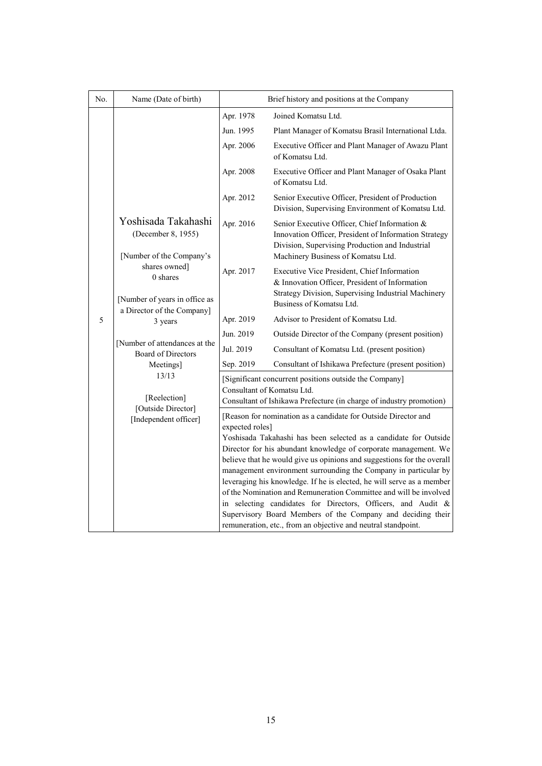| No. | Name (Date of birth) | Brief history and positions at the Company | |
|---|---|---|---|
| 5 | Yoshisada Takahashi<br>(December 8, 1955)<br><br>[Number of the Company's shares owned]<br>0 shares<br><br>[Number of years in office as a Director of the Company]<br>3 years<br><br>[Number of attendances at the Board of Directors Meetings]<br>13/13<br><br>[Reelection]<br>[Outside Director]<br>[Independent officer] | Apr. 1978 | Joined Komatsu Ltd. |
| | | Jun. 1995 | Plant Manager of Komatsu Brasil International Ltda. |
| | | Apr. 2006 | Executive Officer and Plant Manager of Awazu Plant of Komatsu Ltd. |
| | | Apr. 2008 | Executive Officer and Plant Manager of Osaka Plant of Komatsu Ltd. |
| | | Apr. 2012 | Senior Executive Officer, President of Production Division, Supervising Environment of Komatsu Ltd. |
| | | Apr. 2016 | Senior Executive Officer, Chief Information & Innovation Officer, President of Information Strategy Division, Supervising Production and Industrial Machinery Business of Komatsu Ltd. |
| | | Apr. 2017 | Executive Vice President, Chief Information & Innovation Officer, President of Information Strategy Division, Supervising Industrial Machinery Business of Komatsu Ltd. |
| | | Apr. 2019 | Advisor to President of Komatsu Ltd. |
| | | Jun. 2019 | Outside Director of the Company (present position) |
| | | Jul. 2019 | Consultant of Komatsu Ltd. (present position) |
| | | Sep. 2019 | Consultant of Ishikawa Prefecture (present position) |
| | | [Significant concurrent positions outside the Company]<br>Consultant of Komatsu Ltd.<br>Consultant of Ishikawa Prefecture (in charge of industry promotion) | |
| | | [Reason for nomination as a candidate for Outside Director and expected roles]<br>Yoshisada Takahashi has been selected as a candidate for Outside Director for his abundant knowledge of corporate management. We believe that he would give us opinions and suggestions for the overall management environment surrounding the Company in particular by leveraging his knowledge. If he is elected, he will serve as a member of the Nomination and Remuneration Committee and will be involved in selecting candidates for Directors, Officers, and Audit & Supervisory Board Members of the Company and deciding their remuneration, etc., from an objective and neutral standpoint. | |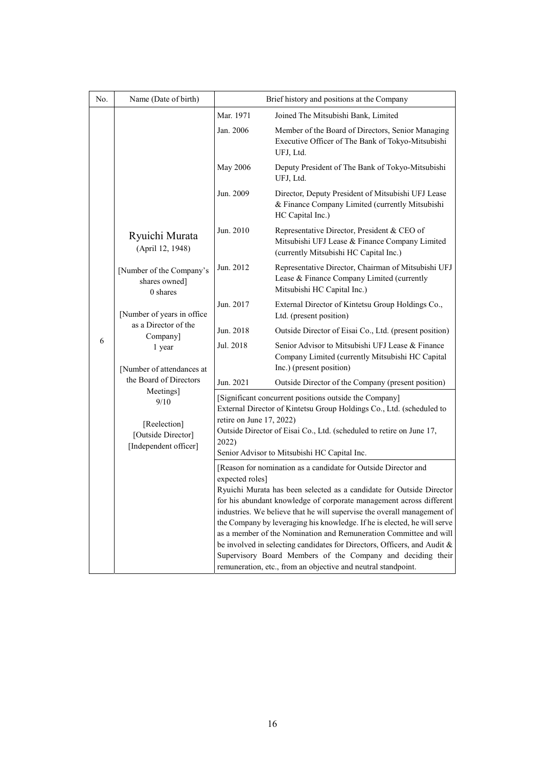| No. | Name (Date of birth) | Brief history and positions at the Company | |
|---|---|---|---|
| 6 | Ryuichi Murata (April 12, 1948)<br><br>[Number of the Company's shares owned]<br>0 shares<br><br>[Number of years in office as a Director of the Company]<br>1 year<br><br>[Number of attendances at the Board of Directors Meetings]<br>9/10<br><br>[Reelection]<br>[Outside Director]<br>[Independent officer] | Mar. 1971 | Joined The Mitsubishi Bank, Limited |
| | | Jan. 2006 | Member of the Board of Directors, Senior Managing Executive Officer of The Bank of Tokyo-Mitsubishi UFJ, Ltd. |
| | | May 2006 | Deputy President of The Bank of Tokyo-Mitsubishi UFJ, Ltd. |
| | | Jun. 2009 | Director, Deputy President of Mitsubishi UFJ Lease & Finance Company Limited (currently Mitsubishi HC Capital Inc.) |
| | | Jun. 2010 | Representative Director, President & CEO of Mitsubishi UFJ Lease & Finance Company Limited (currently Mitsubishi HC Capital Inc.) |
| | | Jun. 2012 | Representative Director, Chairman of Mitsubishi UFJ Lease & Finance Company Limited (currently Mitsubishi HC Capital Inc.) |
| | | Jun. 2017 | External Director of Kintetsu Group Holdings Co., Ltd. (present position) |
| | | Jun. 2018 | Outside Director of Eisai Co., Ltd. (present position) |
| | | Jul. 2018 | Senior Advisor to Mitsubishi UFJ Lease & Finance Company Limited (currently Mitsubishi HC Capital Inc.) (present position) |
| | | Jun. 2021 | Outside Director of the Company (present position) |
| | | [Significant concurrent positions outside the Company]<br>External Director of Kintetsu Group Holdings Co., Ltd. (scheduled to retire on June 17, 2022)<br>Outside Director of Eisai Co., Ltd. (scheduled to retire on June 17, 2022)<br>Senior Advisor to Mitsubishi HC Capital Inc. | |
| | | [Reason for nomination as a candidate for Outside Director and expected roles]<br>Ryuichi Murata has been selected as a candidate for Outside Director for his abundant knowledge of corporate management across different industries. We believe that he will supervise the overall management of the Company by leveraging his knowledge. If he is elected, he will serve as a member of the Nomination and Remuneration Committee and will be involved in selecting candidates for Directors, Officers, and Audit & Supervisory Board Members of the Company and deciding their remuneration, etc., from an objective and neutral standpoint. | |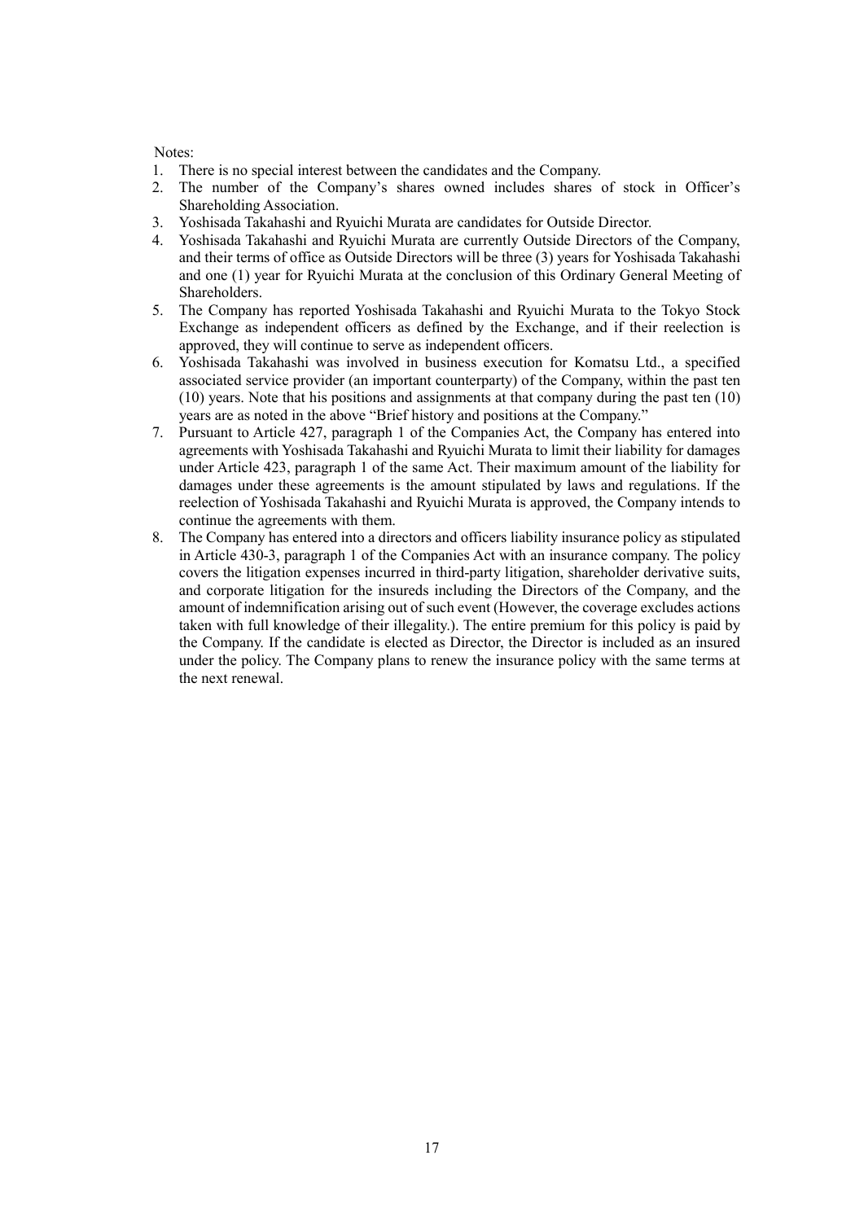Notes:

1. There is no special interest between the candidates and the Company.
2. The number of the Company's shares owned includes shares of stock in Officer's Shareholding Association.
3. Yoshisada Takahashi and Ryuichi Murata are candidates for Outside Director.
4. Yoshisada Takahashi and Ryuichi Murata are currently Outside Directors of the Company, and their terms of office as Outside Directors will be three (3) years for Yoshisada Takahashi and one (1) year for Ryuichi Murata at the conclusion of this Ordinary General Meeting of Shareholders.
5. The Company has reported Yoshisada Takahashi and Ryuichi Murata to the Tokyo Stock Exchange as independent officers as defined by the Exchange, and if their reelection is approved, they will continue to serve as independent officers.
6. Yoshisada Takahashi was involved in business execution for Komatsu Ltd., a specified associated service provider (an important counterparty) of the Company, within the past ten (10) years. Note that his positions and assignments at that company during the past ten (10) years are as noted in the above "Brief history and positions at the Company."
7. Pursuant to Article 427, paragraph 1 of the Companies Act, the Company has entered into agreements with Yoshisada Takahashi and Ryuichi Murata to limit their liability for damages under Article 423, paragraph 1 of the same Act. Their maximum amount of the liability for damages under these agreements is the amount stipulated by laws and regulations. If the reelection of Yoshisada Takahashi and Ryuichi Murata is approved, the Company intends to continue the agreements with them.
8. The Company has entered into a directors and officers liability insurance policy as stipulated in Article 430-3, paragraph 1 of the Companies Act with an insurance company. The policy covers the litigation expenses incurred in third-party litigation, shareholder derivative suits, and corporate litigation for the insureds including the Directors of the Company, and the amount of indemnification arising out of such event (However, the coverage excludes actions taken with full knowledge of their illegality.). The entire premium for this policy is paid by the Company. If the candidate is elected as Director, the Director is included as an insured under the policy. The Company plans to renew the insurance policy with the same terms at the next renewal.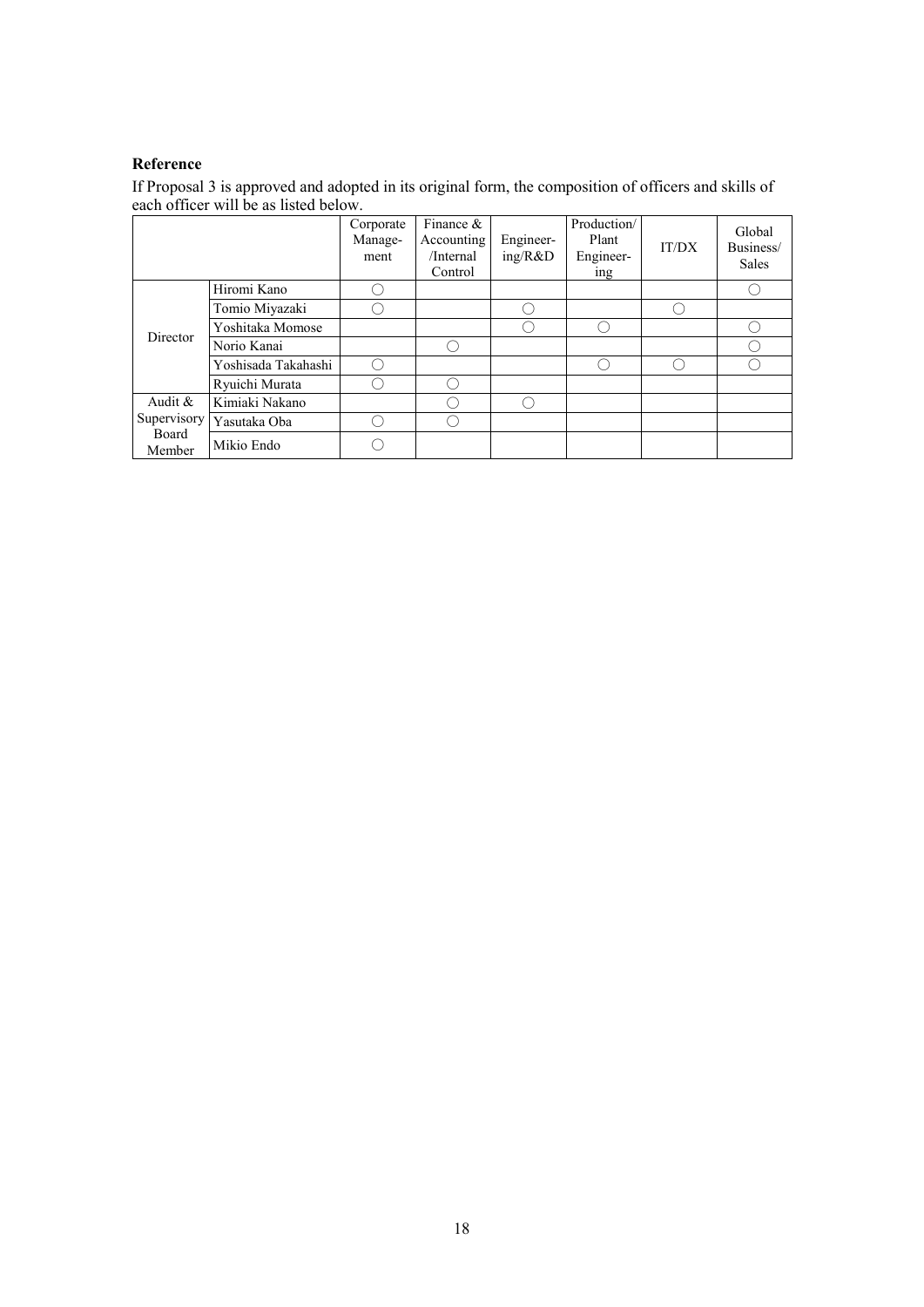**Reference**

If Proposal 3 is approved and adopted in its original form, the composition of officers and skills of each officer will be as listed below.

| | | Corporate Manage-ment | Finance & Accounting /Internal Control | Engineer-ing/R&D | Production/ Plant Engineer-ing | IT/DX | Global Business/ Sales |
|---|---|---|---|---|---|---|---|
| Director | Hiromi Kano | ○ | | | | | ○ |
| | Tomio Miyazaki | ○ | | ○ | | ○ | |
| | Yoshitaka Momose | | | ○ | ○ | | ○ |
| | Norio Kanai | | ○ | | | | ○ |
| | Yoshisada Takahashi | ○ | | | ○ | ○ | ○ |
| | Ryuichi Murata | ○ | ○ | | | | |
| Audit & Supervisory Board Member | Kimiaki Nakano | | ○ | ○ | | | |
| | Yasutaka Oba | ○ | ○ | | | | |
| | Mikio Endo | ○ | | | | | |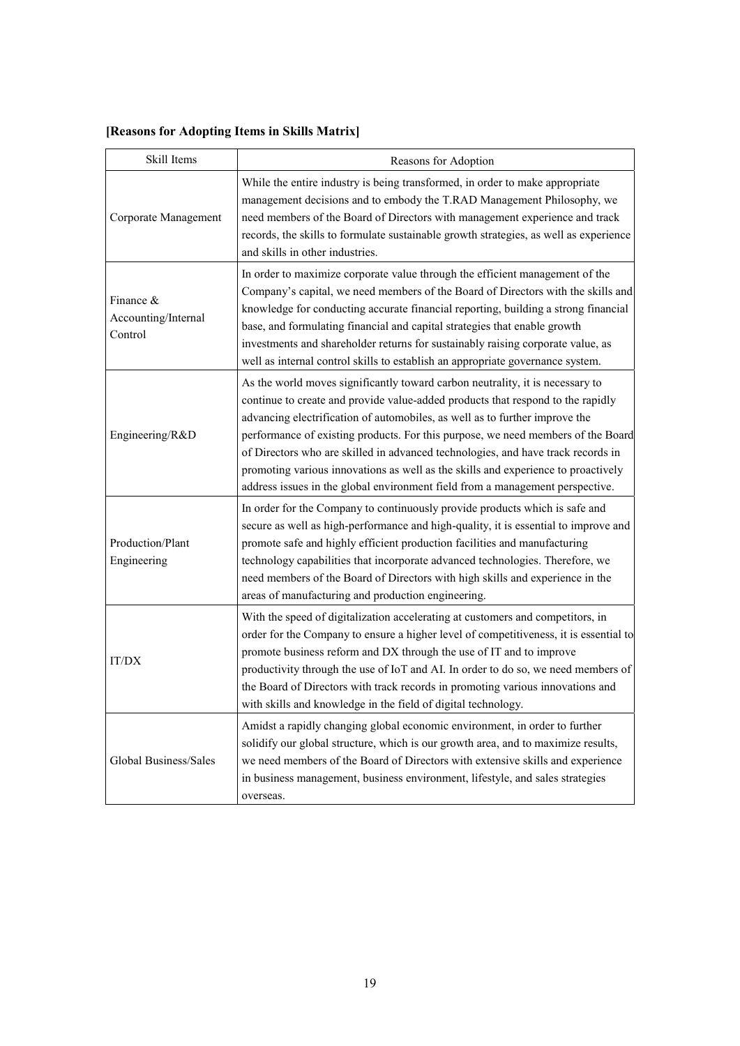**[Reasons for Adopting Items in Skills Matrix]**

| Skill Items | Reasons for Adoption |
|---|---|
| Corporate Management | While the entire industry is being transformed, in order to make appropriate management decisions and to embody the T.RAD Management Philosophy, we need members of the Board of Directors with management experience and track records, the skills to formulate sustainable growth strategies, as well as experience and skills in other industries. |
| Finance & Accounting/Internal Control | In order to maximize corporate value through the efficient management of the Company's capital, we need members of the Board of Directors with the skills and knowledge for conducting accurate financial reporting, building a strong financial base, and formulating financial and capital strategies that enable growth investments and shareholder returns for sustainably raising corporate value, as well as internal control skills to establish an appropriate governance system. |
| Engineering/R&D | As the world moves significantly toward carbon neutrality, it is necessary to continue to create and provide value-added products that respond to the rapidly advancing electrification of automobiles, as well as to further improve the performance of existing products. For this purpose, we need members of the Board of Directors who are skilled in advanced technologies, and have track records in promoting various innovations as well as the skills and experience to proactively address issues in the global environment field from a management perspective. |
| Production/Plant Engineering | In order for the Company to continuously provide products which is safe and secure as well as high-performance and high-quality, it is essential to improve and promote safe and highly efficient production facilities and manufacturing technology capabilities that incorporate advanced technologies. Therefore, we need members of the Board of Directors with high skills and experience in the areas of manufacturing and production engineering. |
| IT/DX | With the speed of digitalization accelerating at customers and competitors, in order for the Company to ensure a higher level of competitiveness, it is essential to promote business reform and DX through the use of IT and to improve productivity through the use of IoT and AI. In order to do so, we need members of the Board of Directors with track records in promoting various innovations and with skills and knowledge in the field of digital technology. |
| Global Business/Sales | Amidst a rapidly changing global economic environment, in order to further solidify our global structure, which is our growth area, and to maximize results, we need members of the Board of Directors with extensive skills and experience in business management, business environment, lifestyle, and sales strategies overseas. |